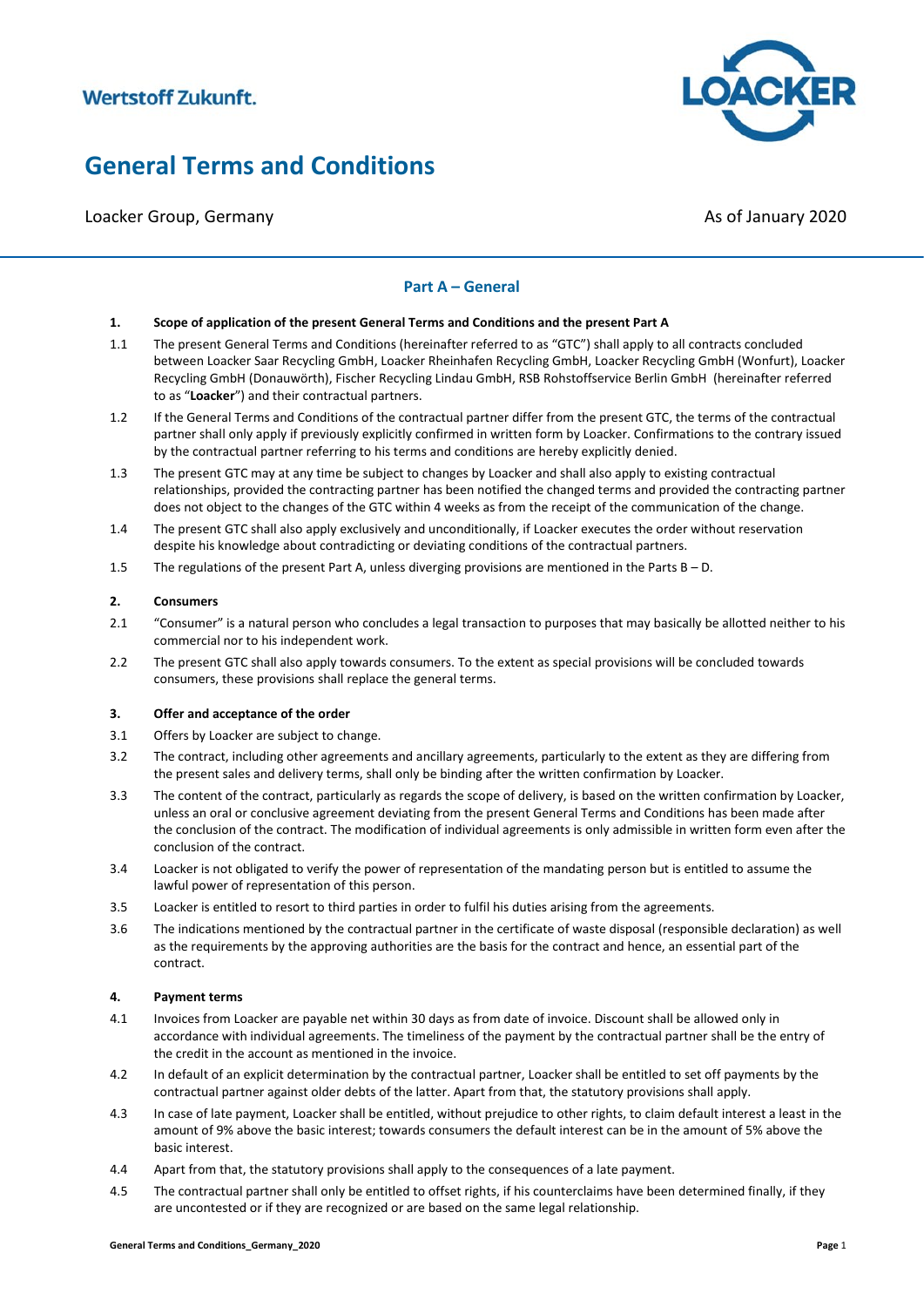Wertstoff Zukunft.

# General Terms and Conditions

Loacker Group, Germany

As of January 2020

## Part A – General

### 1. Scope of application of the present General Terms and Conditions and the present Part A

1.1 The present General Terms and Conditions (hereinafter referred to as "GTC") shall apply to all contracts concluded between Loacker Saar Recycling GmbH, Loacker Rheinhafen Recycling GmbH, Loacker Recycling GmbH (Wonfurt), Loacker Recycling GmbH (Donauwörth), Fischer Recycling Lindau GmbH, RSB Rohstoffservice Berlin GmbH (hereinafter referred to as "**Loacker**") and their contractual partners.

1.2 If the General Terms and Conditions of the contractual partner differ from the present GTC, the terms of the contractual partner shall only apply if previously explicitly confirmed in written form by Loacker. Confirmations to the contrary issued by the contractual partner referring to his terms and conditions are hereby explicitly denied.

1.3 The present GTC may at any time be subject to changes by Loacker and shall also apply to existing contractual relationships, provided the contracting partner has been notified the changed terms and provided the contracting partner does not object to the changes of the GTC within 4 weeks as from the receipt of the communication of the change.

1.4 The present GTC shall also apply exclusively and unconditionally, if Loacker executes the order without reservation despite his knowledge about contradicting or deviating conditions of the contractual partners.

1.5 The regulations of the present Part A, unless diverging provisions are mentioned in the Parts B – D.

### 2. Consumers

2.1 "Consumer" is a natural person who concludes a legal transaction to purposes that may basically be allotted neither to his commercial nor to his independent work.

2.2 The present GTC shall also apply towards consumers. To the extent as special provisions will be concluded towards consumers, these provisions shall replace the general terms.

### 3. Offer and acceptance of the order

3.1 Offers by Loacker are subject to change.

3.2 The contract, including other agreements and ancillary agreements, particularly to the extent as they are differing from the present sales and delivery terms, shall only be binding after the written confirmation by Loacker.

3.3 The content of the contract, particularly as regards the scope of delivery, is based on the written confirmation by Loacker, unless an oral or conclusive agreement deviating from the present General Terms and Conditions has been made after the conclusion of the contract. The modification of individual agreements is only admissible in written form even after the conclusion of the contract.

3.4 Loacker is not obligated to verify the power of representation of the mandating person but is entitled to assume the lawful power of representation of this person.

3.5 Loacker is entitled to resort to third parties in order to fulfil his duties arising from the agreements.

3.6 The indications mentioned by the contractual partner in the certificate of waste disposal (responsible declaration) as well as the requirements by the approving authorities are the basis for the contract and hence, an essential part of the contract.

### 4. Payment terms

4.1 Invoices from Loacker are payable net within 30 days as from date of invoice. Discount shall be allowed only in accordance with individual agreements. The timeliness of the payment by the contractual partner shall be the entry of the credit in the account as mentioned in the invoice.

4.2 In default of an explicit determination by the contractual partner, Loacker shall be entitled to set off payments by the contractual partner against older debts of the latter. Apart from that, the statutory provisions shall apply.

4.3 In case of late payment, Loacker shall be entitled, without prejudice to other rights, to claim default interest a least in the amount of 9% above the basic interest; towards consumers the default interest can be in the amount of 5% above the basic interest.

4.4 Apart from that, the statutory provisions shall apply to the consequences of a late payment.

4.5 The contractual partner shall only be entitled to offset rights, if his counterclaims have been determined finally, if they are uncontested or if they are recognized or are based on the same legal relationship.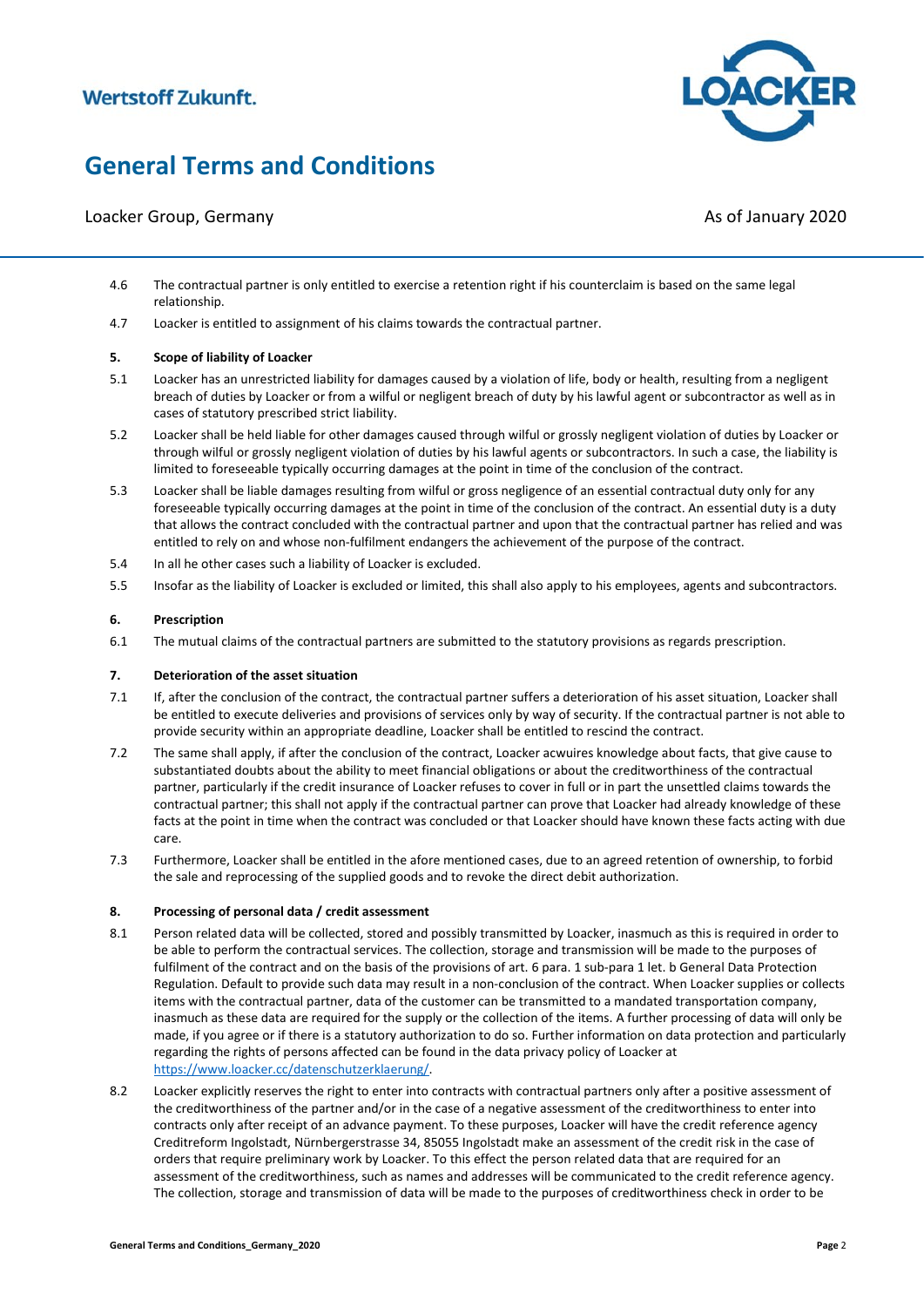4.6 The contractual partner is only entitled to exercise a retention right if his counterclaim is based on the same legal relationship.

4.7 Loacker is entitled to assignment of his claims towards the contractual partner.

**5. Scope of liability of Loacker**

5.1 Loacker has an unrestricted liability for damages caused by a violation of life, body or health, resulting from a negligent breach of duties by Loacker or from a wilful or negligent breach of duty by his lawful agent or subcontractor as well as in cases of statutory prescribed strict liability.

5.2 Loacker shall be held liable for other damages caused through wilful or grossly negligent violation of duties by Loacker or through wilful or grossly negligent violation of duties by his lawful agents or subcontractors. In such a case, the liability is limited to foreseeable typically occurring damages at the point in time of the conclusion of the contract.

5.3 Loacker shall be liable damages resulting from wilful or gross negligence of an essential contractual duty only for any foreseeable typically occurring damages at the point in time of the conclusion of the contract. An essential duty is a duty that allows the contract concluded with the contractual partner and upon that the contractual partner has relied and was entitled to rely on and whose non-fulfilment endangers the achievement of the purpose of the contract.

5.4 In all he other cases such a liability of Loacker is excluded.

5.5 Insofar as the liability of Loacker is excluded or limited, this shall also apply to his employees, agents and subcontractors.

**6. Prescription**

6.1 The mutual claims of the contractual partners are submitted to the statutory provisions as regards prescription.

**7. Deterioration of the asset situation**

7.1 If, after the conclusion of the contract, the contractual partner suffers a deterioration of his asset situation, Loacker shall be entitled to execute deliveries and provisions of services only by way of security. If the contractual partner is not able to provide security within an appropriate deadline, Loacker shall be entitled to rescind the contract.

7.2 The same shall apply, if after the conclusion of the contract, Loacker acwuires knowledge about facts, that give cause to substantiated doubts about the ability to meet financial obligations or about the creditworthiness of the contractual partner, particularly if the credit insurance of Loacker refuses to cover in full or in part the unsettled claims towards the contractual partner; this shall not apply if the contractual partner can prove that Loacker had already knowledge of these facts at the point in time when the contract was concluded or that Loacker should have known these facts acting with due care.

7.3 Furthermore, Loacker shall be entitled in the afore mentioned cases, due to an agreed retention of ownership, to forbid the sale and reprocessing of the supplied goods and to revoke the direct debit authorization.

**8. Processing of personal data / credit assessment**

8.1 Person related data will be collected, stored and possibly transmitted by Loacker, inasmuch as this is required in order to be able to perform the contractual services. The collection, storage and transmission will be made to the purposes of fulfilment of the contract and on the basis of the provisions of art. 6 para. 1 sub-para 1 let. b General Data Protection Regulation. Default to provide such data may result in a non-conclusion of the contract. When Loacker supplies or collects items with the contractual partner, data of the customer can be transmitted to a mandated transportation company, inasmuch as these data are required for the supply or the collection of the items. A further processing of data will only be made, if you agree or if there is a statutory authorization to do so. Further information on data protection and particularly regarding the rights of persons affected can be found in the data privacy policy of Loacker at https://www.loacker.cc/datenschutzerklaerung/.

8.2 Loacker explicitly reserves the right to enter into contracts with contractual partners only after a positive assessment of the creditworthiness of the partner and/or in the case of a negative assessment of the creditworthiness to enter into contracts only after receipt of an advance payment. To these purposes, Loacker will have the credit reference agency Creditreform Ingolstadt, Nürnbergerstrasse 34, 85055 Ingolstadt make an assessment of the credit risk in the case of orders that require preliminary work by Loacker. To this effect the person related data that are required for an assessment of the creditworthiness, such as names and addresses will be communicated to the credit reference agency. The collection, storage and transmission of data will be made to the purposes of creditworthiness check in order to be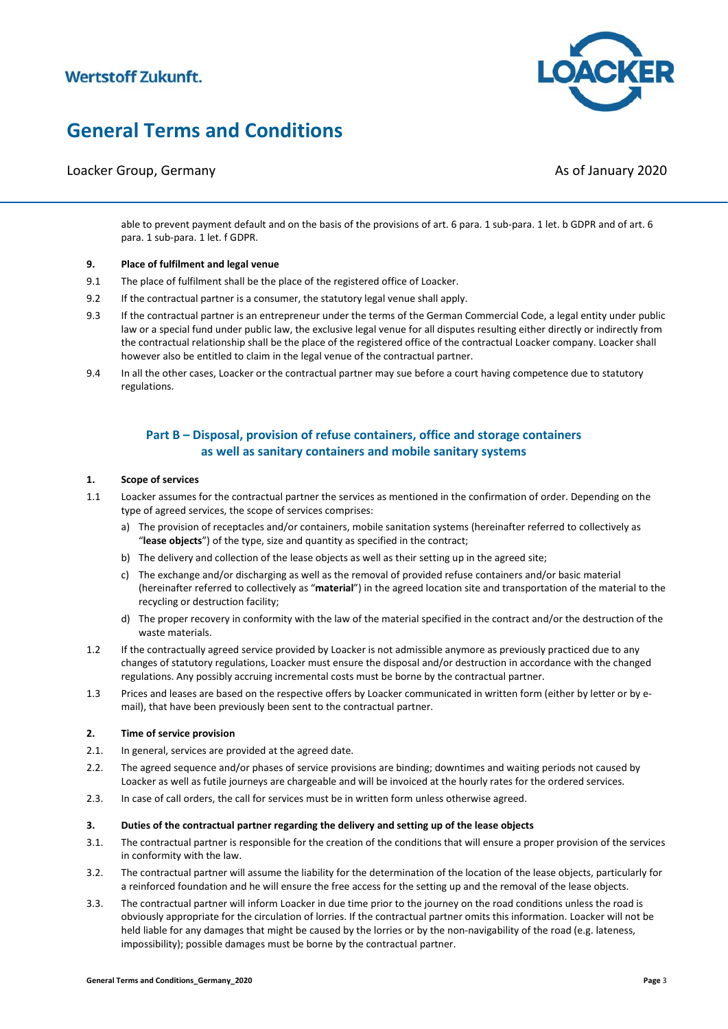able to prevent payment default and on the basis of the provisions of art. 6 para. 1 sub-para. 1 let. b GDPR and of art. 6 para. 1 sub-para. 1 let. f GDPR.

**9. Place of fulfilment and legal venue**

9.1 The place of fulfilment shall be the place of the registered office of Loacker.

9.2 If the contractual partner is a consumer, the statutory legal venue shall apply.

9.3 If the contractual partner is an entrepreneur under the terms of the German Commercial Code, a legal entity under public law or a special fund under public law, the exclusive legal venue for all disputes resulting either directly or indirectly from the contractual relationship shall be the place of the registered office of the contractual Loacker company. Loacker shall however also be entitled to claim in the legal venue of the contractual partner.

9.4 In all the other cases, Loacker or the contractual partner may sue before a court having competence due to statutory regulations.

## Part B – Disposal, provision of refuse containers, office and storage containers as well as sanitary containers and mobile sanitary systems

**1. Scope of services**

1.1 Loacker assumes for the contractual partner the services as mentioned in the confirmation of order. Depending on the type of agreed services, the scope of services comprises:

a) The provision of receptacles and/or containers, mobile sanitation systems (hereinafter referred to collectively as "**lease objects**") of the type, size and quantity as specified in the contract;

b) The delivery and collection of the lease objects as well as their setting up in the agreed site;

c) The exchange and/or discharging as well as the removal of provided refuse containers and/or basic material (hereinafter referred to collectively as "**material**") in the agreed location site and transportation of the material to the recycling or destruction facility;

d) The proper recovery in conformity with the law of the material specified in the contract and/or the destruction of the waste materials.

1.2 If the contractually agreed service provided by Loacker is not admissible anymore as previously practiced due to any changes of statutory regulations, Loacker must ensure the disposal and/or destruction in accordance with the changed regulations. Any possibly accruing incremental costs must be borne by the contractual partner.

1.3 Prices and leases are based on the respective offers by Loacker communicated in written form (either by letter or by e-mail), that have been previously been sent to the contractual partner.

**2. Time of service provision**

2.1. In general, services are provided at the agreed date.

2.2. The agreed sequence and/or phases of service provisions are binding; downtimes and waiting periods not caused by Loacker as well as futile journeys are chargeable and will be invoiced at the hourly rates for the ordered services.

2.3. In case of call orders, the call for services must be in written form unless otherwise agreed.

**3. Duties of the contractual partner regarding the delivery and setting up of the lease objects**

3.1. The contractual partner is responsible for the creation of the conditions that will ensure a proper provision of the services in conformity with the law.

3.2. The contractual partner will assume the liability for the determination of the location of the lease objects, particularly for a reinforced foundation and he will ensure the free access for the setting up and the removal of the lease objects.

3.3. The contractual partner will inform Loacker in due time prior to the journey on the road conditions unless the road is obviously appropriate for the circulation of lorries. If the contractual partner omits this information. Loacker will not be held liable for any damages that might be caused by the lorries or by the non-navigability of the road (e.g. lateness, impossibility); possible damages must be borne by the contractual partner.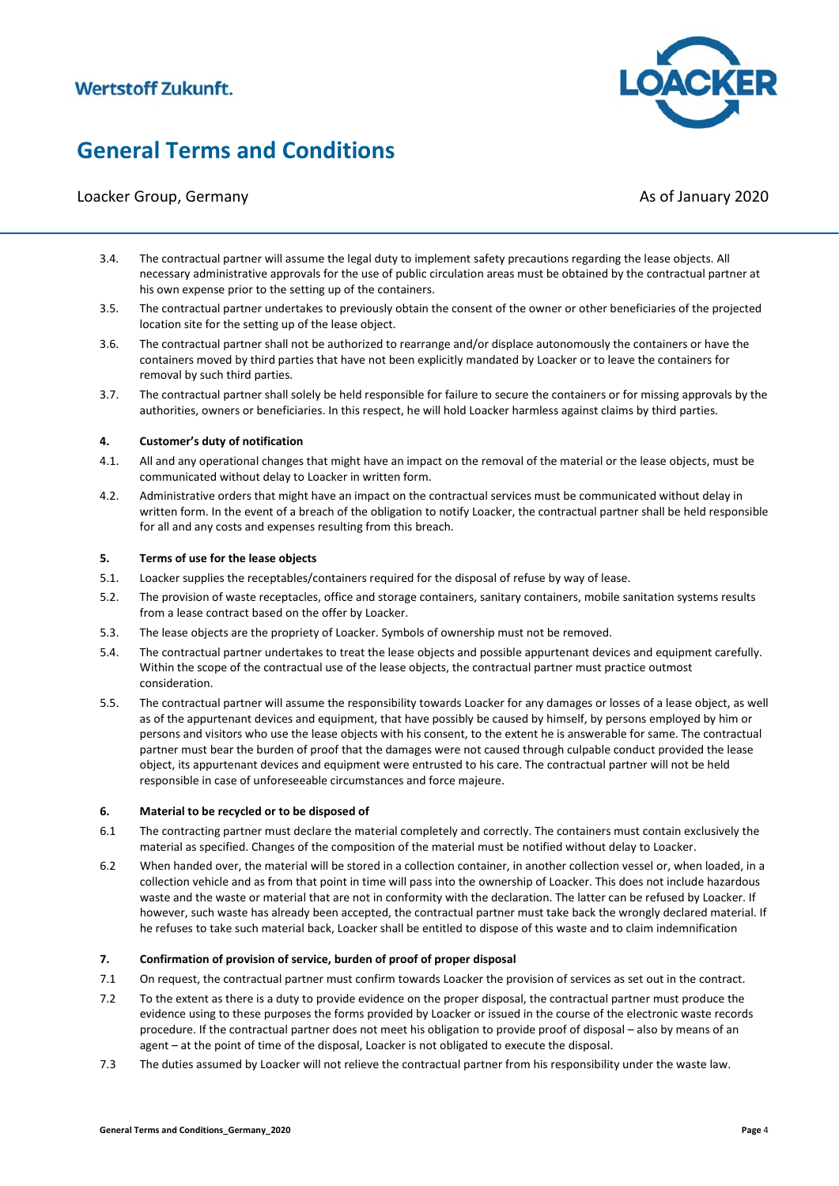3.4. The contractual partner will assume the legal duty to implement safety precautions regarding the lease objects. All necessary administrative approvals for the use of public circulation areas must be obtained by the contractual partner at his own expense prior to the setting up of the containers.

3.5. The contractual partner undertakes to previously obtain the consent of the owner or other beneficiaries of the projected location site for the setting up of the lease object.

3.6. The contractual partner shall not be authorized to rearrange and/or displace autonomously the containers or have the containers moved by third parties that have not been explicitly mandated by Loacker or to leave the containers for removal by such third parties.

3.7. The contractual partner shall solely be held responsible for failure to secure the containers or for missing approvals by the authorities, owners or beneficiaries. In this respect, he will hold Loacker harmless against claims by third parties.

### 4. Customer's duty of notification

4.1. All and any operational changes that might have an impact on the removal of the material or the lease objects, must be communicated without delay to Loacker in written form.

4.2. Administrative orders that might have an impact on the contractual services must be communicated without delay in written form. In the event of a breach of the obligation to notify Loacker, the contractual partner shall be held responsible for all and any costs and expenses resulting from this breach.

### 5. Terms of use for the lease objects

5.1. Loacker supplies the receptables/containers required for the disposal of refuse by way of lease.

5.2. The provision of waste receptacles, office and storage containers, sanitary containers, mobile sanitation systems results from a lease contract based on the offer by Loacker.

5.3. The lease objects are the propriety of Loacker. Symbols of ownership must not be removed.

5.4. The contractual partner undertakes to treat the lease objects and possible appurtenant devices and equipment carefully. Within the scope of the contractual use of the lease objects, the contractual partner must practice outmost consideration.

5.5. The contractual partner will assume the responsibility towards Loacker for any damages or losses of a lease object, as well as of the appurtenant devices and equipment, that have possibly be caused by himself, by persons employed by him or persons and visitors who use the lease objects with his consent, to the extent he is answerable for same. The contractual partner must bear the burden of proof that the damages were not caused through culpable conduct provided the lease object, its appurtenant devices and equipment were entrusted to his care. The contractual partner will not be held responsible in case of unforeseeable circumstances and force majeure.

### 6. Material to be recycled or to be disposed of

6.1 The contracting partner must declare the material completely and correctly. The containers must contain exclusively the material as specified. Changes of the composition of the material must be notified without delay to Loacker.

6.2 When handed over, the material will be stored in a collection container, in another collection vessel or, when loaded, in a collection vehicle and as from that point in time will pass into the ownership of Loacker. This does not include hazardous waste and the waste or material that are not in conformity with the declaration. The latter can be refused by Loacker. If however, such waste has already been accepted, the contractual partner must take back the wrongly declared material. If he refuses to take such material back, Loacker shall be entitled to dispose of this waste and to claim indemnification

### 7. Confirmation of provision of service, burden of proof of proper disposal

7.1 On request, the contractual partner must confirm towards Loacker the provision of services as set out in the contract.

7.2 To the extent as there is a duty to provide evidence on the proper disposal, the contractual partner must produce the evidence using to these purposes the forms provided by Loacker or issued in the course of the electronic waste records procedure. If the contractual partner does not meet his obligation to provide proof of disposal – also by means of an agent – at the point of time of the disposal, Loacker is not obligated to execute the disposal.

7.3 The duties assumed by Loacker will not relieve the contractual partner from his responsibility under the waste law.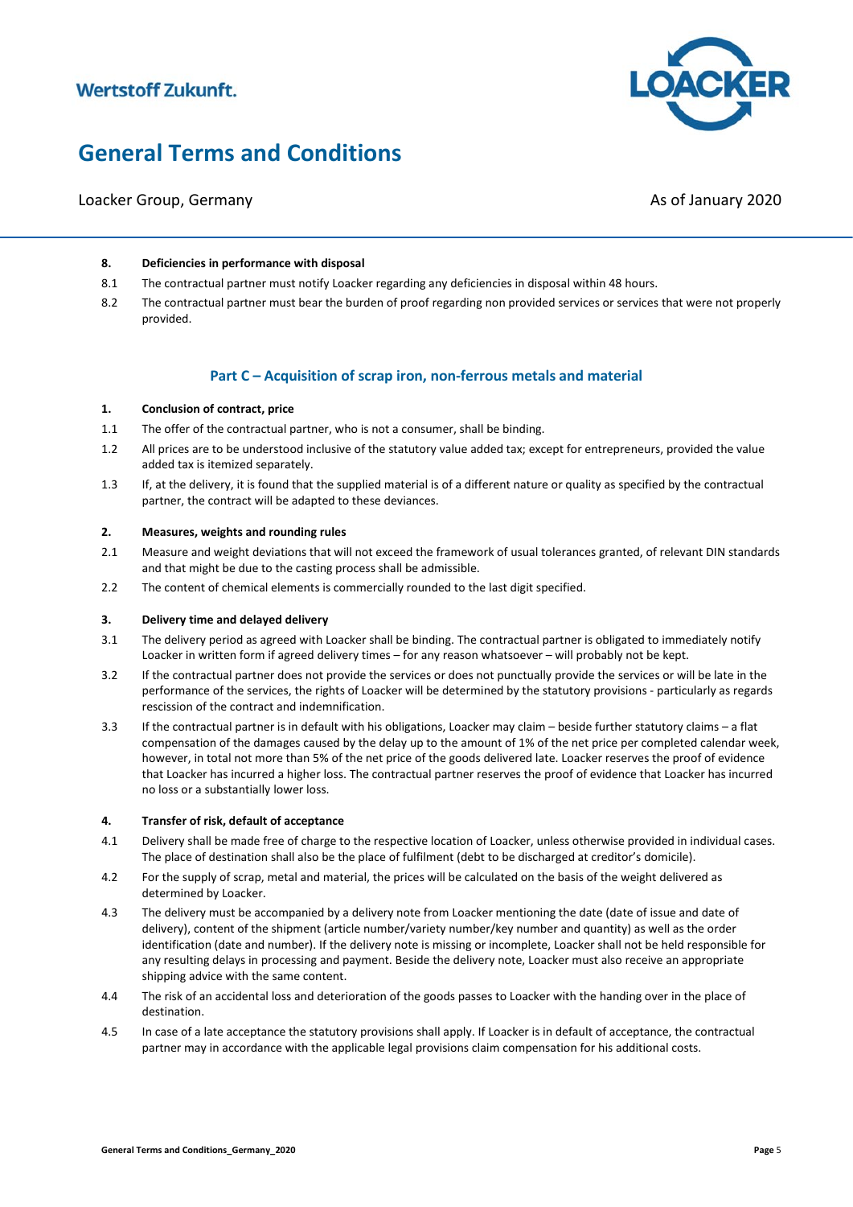#### 8. Deficiencies in performance with disposal

8.1 The contractual partner must notify Loacker regarding any deficiencies in disposal within 48 hours.

8.2 The contractual partner must bear the burden of proof regarding non provided services or services that were not properly provided.

## Part C – Acquisition of scrap iron, non-ferrous metals and material

#### 1. Conclusion of contract, price

1.1 The offer of the contractual partner, who is not a consumer, shall be binding.

1.2 All prices are to be understood inclusive of the statutory value added tax; except for entrepreneurs, provided the value added tax is itemized separately.

1.3 If, at the delivery, it is found that the supplied material is of a different nature or quality as specified by the contractual partner, the contract will be adapted to these deviances.

#### 2. Measures, weights and rounding rules

2.1 Measure and weight deviations that will not exceed the framework of usual tolerances granted, of relevant DIN standards and that might be due to the casting process shall be admissible.

2.2 The content of chemical elements is commercially rounded to the last digit specified.

#### 3. Delivery time and delayed delivery

3.1 The delivery period as agreed with Loacker shall be binding. The contractual partner is obligated to immediately notify Loacker in written form if agreed delivery times – for any reason whatsoever – will probably not be kept.

3.2 If the contractual partner does not provide the services or does not punctually provide the services or will be late in the performance of the services, the rights of Loacker will be determined by the statutory provisions - particularly as regards rescission of the contract and indemnification.

3.3 If the contractual partner is in default with his obligations, Loacker may claim – beside further statutory claims – a flat compensation of the damages caused by the delay up to the amount of 1% of the net price per completed calendar week, however, in total not more than 5% of the net price of the goods delivered late. Loacker reserves the proof of evidence that Loacker has incurred a higher loss. The contractual partner reserves the proof of evidence that Loacker has incurred no loss or a substantially lower loss.

#### 4. Transfer of risk, default of acceptance

4.1 Delivery shall be made free of charge to the respective location of Loacker, unless otherwise provided in individual cases. The place of destination shall also be the place of fulfilment (debt to be discharged at creditor's domicile).

4.2 For the supply of scrap, metal and material, the prices will be calculated on the basis of the weight delivered as determined by Loacker.

4.3 The delivery must be accompanied by a delivery note from Loacker mentioning the date (date of issue and date of delivery), content of the shipment (article number/variety number/key number and quantity) as well as the order identification (date and number). If the delivery note is missing or incomplete, Loacker shall not be held responsible for any resulting delays in processing and payment. Beside the delivery note, Loacker must also receive an appropriate shipping advice with the same content.

4.4 The risk of an accidental loss and deterioration of the goods passes to Loacker with the handing over in the place of destination.

4.5 In case of a late acceptance the statutory provisions shall apply. If Loacker is in default of acceptance, the contractual partner may in accordance with the applicable legal provisions claim compensation for his additional costs.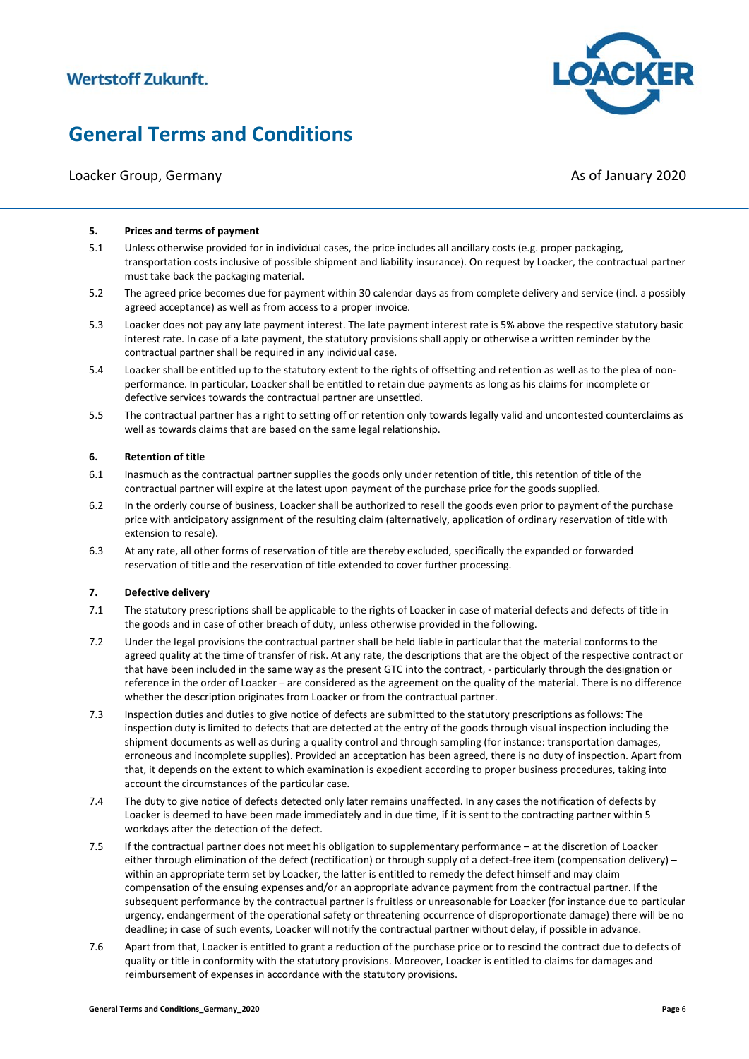### 5. Prices and terms of payment

5.1 Unless otherwise provided for in individual cases, the price includes all ancillary costs (e.g. proper packaging, transportation costs inclusive of possible shipment and liability insurance). On request by Loacker, the contractual partner must take back the packaging material.

5.2 The agreed price becomes due for payment within 30 calendar days as from complete delivery and service (incl. a possibly agreed acceptance) as well as from access to a proper invoice.

5.3 Loacker does not pay any late payment interest. The late payment interest rate is 5% above the respective statutory basic interest rate. In case of a late payment, the statutory provisions shall apply or otherwise a written reminder by the contractual partner shall be required in any individual case.

5.4 Loacker shall be entitled up to the statutory extent to the rights of offsetting and retention as well as to the plea of non-performance. In particular, Loacker shall be entitled to retain due payments as long as his claims for incomplete or defective services towards the contractual partner are unsettled.

5.5 The contractual partner has a right to setting off or retention only towards legally valid and uncontested counterclaims as well as towards claims that are based on the same legal relationship.

### 6. Retention of title

6.1 Inasmuch as the contractual partner supplies the goods only under retention of title, this retention of title of the contractual partner will expire at the latest upon payment of the purchase price for the goods supplied.

6.2 In the orderly course of business, Loacker shall be authorized to resell the goods even prior to payment of the purchase price with anticipatory assignment of the resulting claim (alternatively, application of ordinary reservation of title with extension to resale).

6.3 At any rate, all other forms of reservation of title are thereby excluded, specifically the expanded or forwarded reservation of title and the reservation of title extended to cover further processing.

### 7. Defective delivery

7.1 The statutory prescriptions shall be applicable to the rights of Loacker in case of material defects and defects of title in the goods and in case of other breach of duty, unless otherwise provided in the following.

7.2 Under the legal provisions the contractual partner shall be held liable in particular that the material conforms to the agreed quality at the time of transfer of risk. At any rate, the descriptions that are the object of the respective contract or that have been included in the same way as the present GTC into the contract, - particularly through the designation or reference in the order of Loacker – are considered as the agreement on the quality of the material. There is no difference whether the description originates from Loacker or from the contractual partner.

7.3 Inspection duties and duties to give notice of defects are submitted to the statutory prescriptions as follows: The inspection duty is limited to defects that are detected at the entry of the goods through visual inspection including the shipment documents as well as during a quality control and through sampling (for instance: transportation damages, erroneous and incomplete supplies). Provided an acceptation has been agreed, there is no duty of inspection. Apart from that, it depends on the extent to which examination is expedient according to proper business procedures, taking into account the circumstances of the particular case.

7.4 The duty to give notice of defects detected only later remains unaffected. In any cases the notification of defects by Loacker is deemed to have been made immediately and in due time, if it is sent to the contracting partner within 5 workdays after the detection of the defect.

7.5 If the contractual partner does not meet his obligation to supplementary performance – at the discretion of Loacker either through elimination of the defect (rectification) or through supply of a defect-free item (compensation delivery) – within an appropriate term set by Loacker, the latter is entitled to remedy the defect himself and may claim compensation of the ensuing expenses and/or an appropriate advance payment from the contractual partner. If the subsequent performance by the contractual partner is fruitless or unreasonable for Loacker (for instance due to particular urgency, endangerment of the operational safety or threatening occurrence of disproportionate damage) there will be no deadline; in case of such events, Loacker will notify the contractual partner without delay, if possible in advance.

7.6 Apart from that, Loacker is entitled to grant a reduction of the purchase price or to rescind the contract due to defects of quality or title in conformity with the statutory provisions. Moreover, Loacker is entitled to claims for damages and reimbursement of expenses in accordance with the statutory provisions.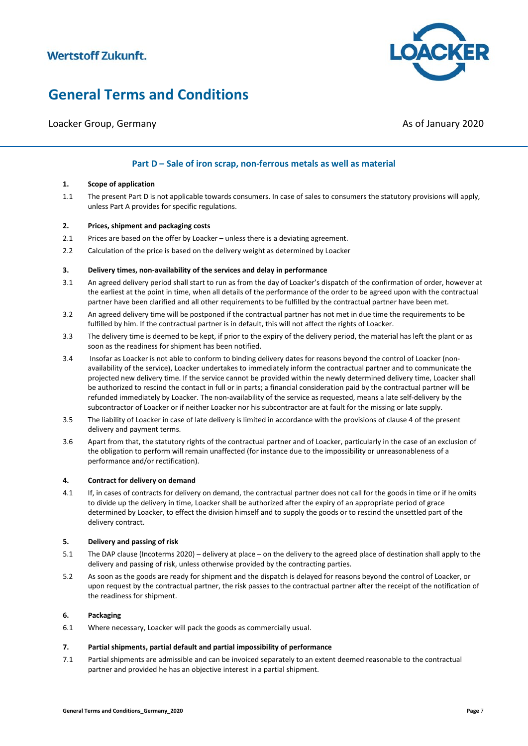## Part D – Sale of iron scrap, non-ferrous metals as well as material

**1. Scope of application**

1.1 The present Part D is not applicable towards consumers. In case of sales to consumers the statutory provisions will apply, unless Part A provides for specific regulations.

**2. Prices, shipment and packaging costs**

2.1 Prices are based on the offer by Loacker – unless there is a deviating agreement.

2.2 Calculation of the price is based on the delivery weight as determined by Loacker

**3. Delivery times, non-availability of the services and delay in performance**

3.1 An agreed delivery period shall start to run as from the day of Loacker's dispatch of the confirmation of order, however at the earliest at the point in time, when all details of the performance of the order to be agreed upon with the contractual partner have been clarified and all other requirements to be fulfilled by the contractual partner have been met.

3.2 An agreed delivery time will be postponed if the contractual partner has not met in due time the requirements to be fulfilled by him. If the contractual partner is in default, this will not affect the rights of Loacker.

3.3 The delivery time is deemed to be kept, if prior to the expiry of the delivery period, the material has left the plant or as soon as the readiness for shipment has been notified.

3.4 Insofar as Loacker is not able to conform to binding delivery dates for reasons beyond the control of Loacker (non-availability of the service), Loacker undertakes to immediately inform the contractual partner and to communicate the projected new delivery time. If the service cannot be provided within the newly determined delivery time, Loacker shall be authorized to rescind the contact in full or in parts; a financial consideration paid by the contractual partner will be refunded immediately by Loacker. The non-availability of the service as requested, means a late self-delivery by the subcontractor of Loacker or if neither Loacker nor his subcontractor are at fault for the missing or late supply.

3.5 The liability of Loacker in case of late delivery is limited in accordance with the provisions of clause 4 of the present delivery and payment terms.

3.6 Apart from that, the statutory rights of the contractual partner and of Loacker, particularly in the case of an exclusion of the obligation to perform will remain unaffected (for instance due to the impossibility or unreasonableness of a performance and/or rectification).

**4. Contract for delivery on demand**

4.1 If, in cases of contracts for delivery on demand, the contractual partner does not call for the goods in time or if he omits to divide up the delivery in time, Loacker shall be authorized after the expiry of an appropriate period of grace determined by Loacker, to effect the division himself and to supply the goods or to rescind the unsettled part of the delivery contract.

**5. Delivery and passing of risk**

5.1 The DAP clause (Incoterms 2020) – delivery at place – on the delivery to the agreed place of destination shall apply to the delivery and passing of risk, unless otherwise provided by the contracting parties.

5.2 As soon as the goods are ready for shipment and the dispatch is delayed for reasons beyond the control of Loacker, or upon request by the contractual partner, the risk passes to the contractual partner after the receipt of the notification of the readiness for shipment.

**6. Packaging**

6.1 Where necessary, Loacker will pack the goods as commercially usual.

**7. Partial shipments, partial default and partial impossibility of performance**

7.1 Partial shipments are admissible and can be invoiced separately to an extent deemed reasonable to the contractual partner and provided he has an objective interest in a partial shipment.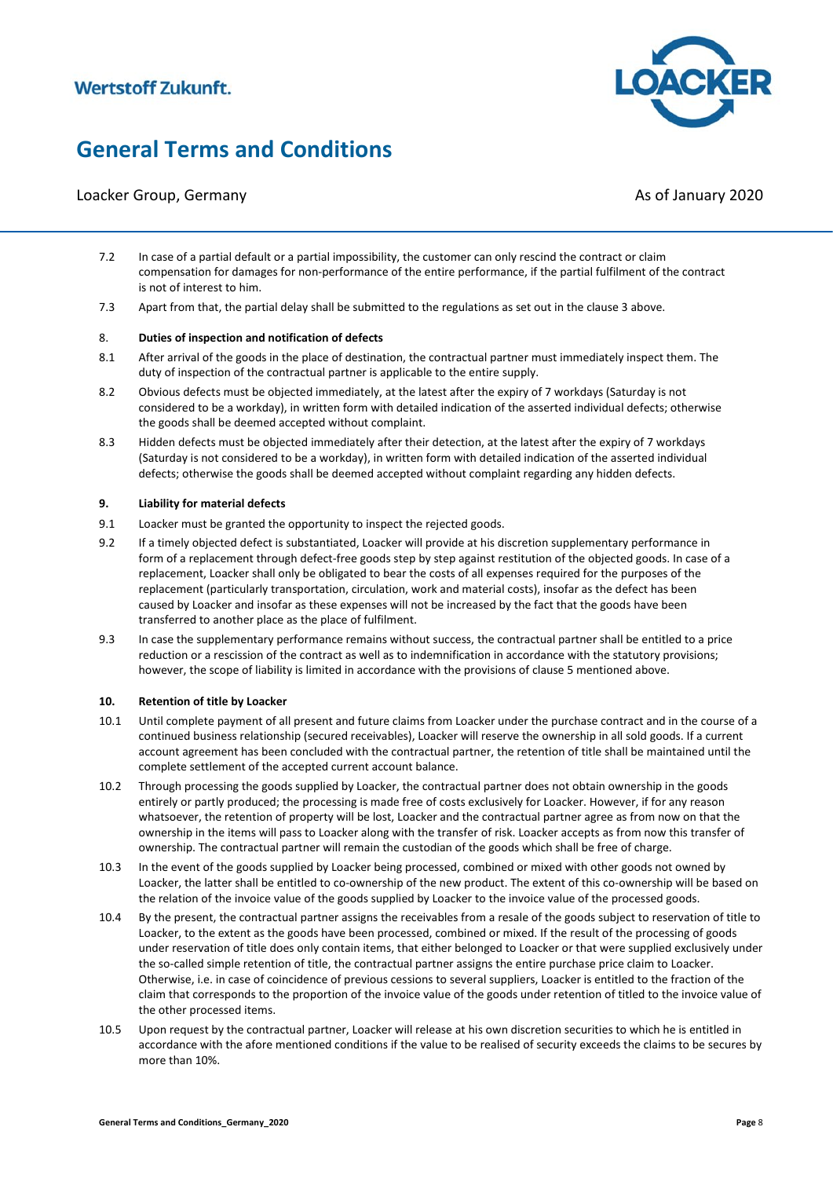7.2 In case of a partial default or a partial impossibility, the customer can only rescind the contract or claim compensation for damages for non-performance of the entire performance, if the partial fulfilment of the contract is not of interest to him.

7.3 Apart from that, the partial delay shall be submitted to the regulations as set out in the clause 3 above.

## 8. Duties of inspection and notification of defects

8.1 After arrival of the goods in the place of destination, the contractual partner must immediately inspect them. The duty of inspection of the contractual partner is applicable to the entire supply.

8.2 Obvious defects must be objected immediately, at the latest after the expiry of 7 workdays (Saturday is not considered to be a workday), in written form with detailed indication of the asserted individual defects; otherwise the goods shall be deemed accepted without complaint.

8.3 Hidden defects must be objected immediately after their detection, at the latest after the expiry of 7 workdays (Saturday is not considered to be a workday), in written form with detailed indication of the asserted individual defects; otherwise the goods shall be deemed accepted without complaint regarding any hidden defects.

## 9. Liability for material defects

9.1 Loacker must be granted the opportunity to inspect the rejected goods.

9.2 If a timely objected defect is substantiated, Loacker will provide at his discretion supplementary performance in form of a replacement through defect-free goods step by step against restitution of the objected goods. In case of a replacement, Loacker shall only be obligated to bear the costs of all expenses required for the purposes of the replacement (particularly transportation, circulation, work and material costs), insofar as the defect has been caused by Loacker and insofar as these expenses will not be increased by the fact that the goods have been transferred to another place as the place of fulfilment.

9.3 In case the supplementary performance remains without success, the contractual partner shall be entitled to a price reduction or a rescission of the contract as well as to indemnification in accordance with the statutory provisions; however, the scope of liability is limited in accordance with the provisions of clause 5 mentioned above.

## 10. Retention of title by Loacker

10.1 Until complete payment of all present and future claims from Loacker under the purchase contract and in the course of a continued business relationship (secured receivables), Loacker will reserve the ownership in all sold goods. If a current account agreement has been concluded with the contractual partner, the retention of title shall be maintained until the complete settlement of the accepted current account balance.

10.2 Through processing the goods supplied by Loacker, the contractual partner does not obtain ownership in the goods entirely or partly produced; the processing is made free of costs exclusively for Loacker. However, if for any reason whatsoever, the retention of property will be lost, Loacker and the contractual partner agree as from now on that the ownership in the items will pass to Loacker along with the transfer of risk. Loacker accepts as from now this transfer of ownership. The contractual partner will remain the custodian of the goods which shall be free of charge.

10.3 In the event of the goods supplied by Loacker being processed, combined or mixed with other goods not owned by Loacker, the latter shall be entitled to co-ownership of the new product. The extent of this co-ownership will be based on the relation of the invoice value of the goods supplied by Loacker to the invoice value of the processed goods.

10.4 By the present, the contractual partner assigns the receivables from a resale of the goods subject to reservation of title to Loacker, to the extent as the goods have been processed, combined or mixed. If the result of the processing of goods under reservation of title does only contain items, that either belonged to Loacker or that were supplied exclusively under the so-called simple retention of title, the contractual partner assigns the entire purchase price claim to Loacker. Otherwise, i.e. in case of coincidence of previous cessions to several suppliers, Loacker is entitled to the fraction of the claim that corresponds to the proportion of the invoice value of the goods under retention of titled to the invoice value of the other processed items.

10.5 Upon request by the contractual partner, Loacker will release at his own discretion securities to which he is entitled in accordance with the afore mentioned conditions if the value to be realised of security exceeds the claims to be secures by more than 10%.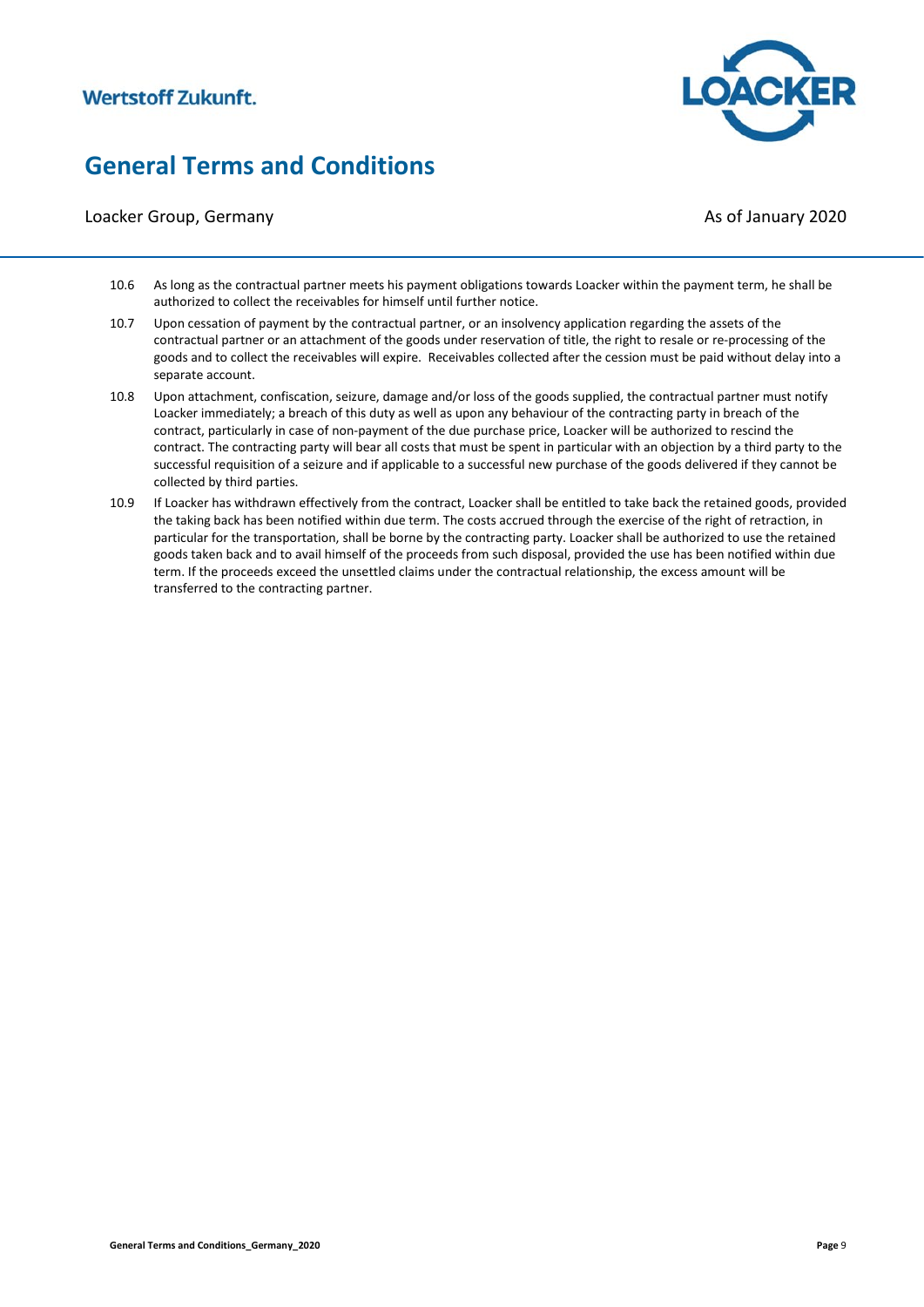10.6 As long as the contractual partner meets his payment obligations towards Loacker within the payment term, he shall be authorized to collect the receivables for himself until further notice.

10.7 Upon cessation of payment by the contractual partner, or an insolvency application regarding the assets of the contractual partner or an attachment of the goods under reservation of title, the right to resale or re-processing of the goods and to collect the receivables will expire. Receivables collected after the cession must be paid without delay into a separate account.

10.8 Upon attachment, confiscation, seizure, damage and/or loss of the goods supplied, the contractual partner must notify Loacker immediately; a breach of this duty as well as upon any behaviour of the contracting party in breach of the contract, particularly in case of non-payment of the due purchase price, Loacker will be authorized to rescind the contract. The contracting party will bear all costs that must be spent in particular with an objection by a third party to the successful requisition of a seizure and if applicable to a successful new purchase of the goods delivered if they cannot be collected by third parties.

10.9 If Loacker has withdrawn effectively from the contract, Loacker shall be entitled to take back the retained goods, provided the taking back has been notified within due term. The costs accrued through the exercise of the right of retraction, in particular for the transportation, shall be borne by the contracting party. Loacker shall be authorized to use the retained goods taken back and to avail himself of the proceeds from such disposal, provided the use has been notified within due term. If the proceeds exceed the unsettled claims under the contractual relationship, the excess amount will be transferred to the contracting partner.